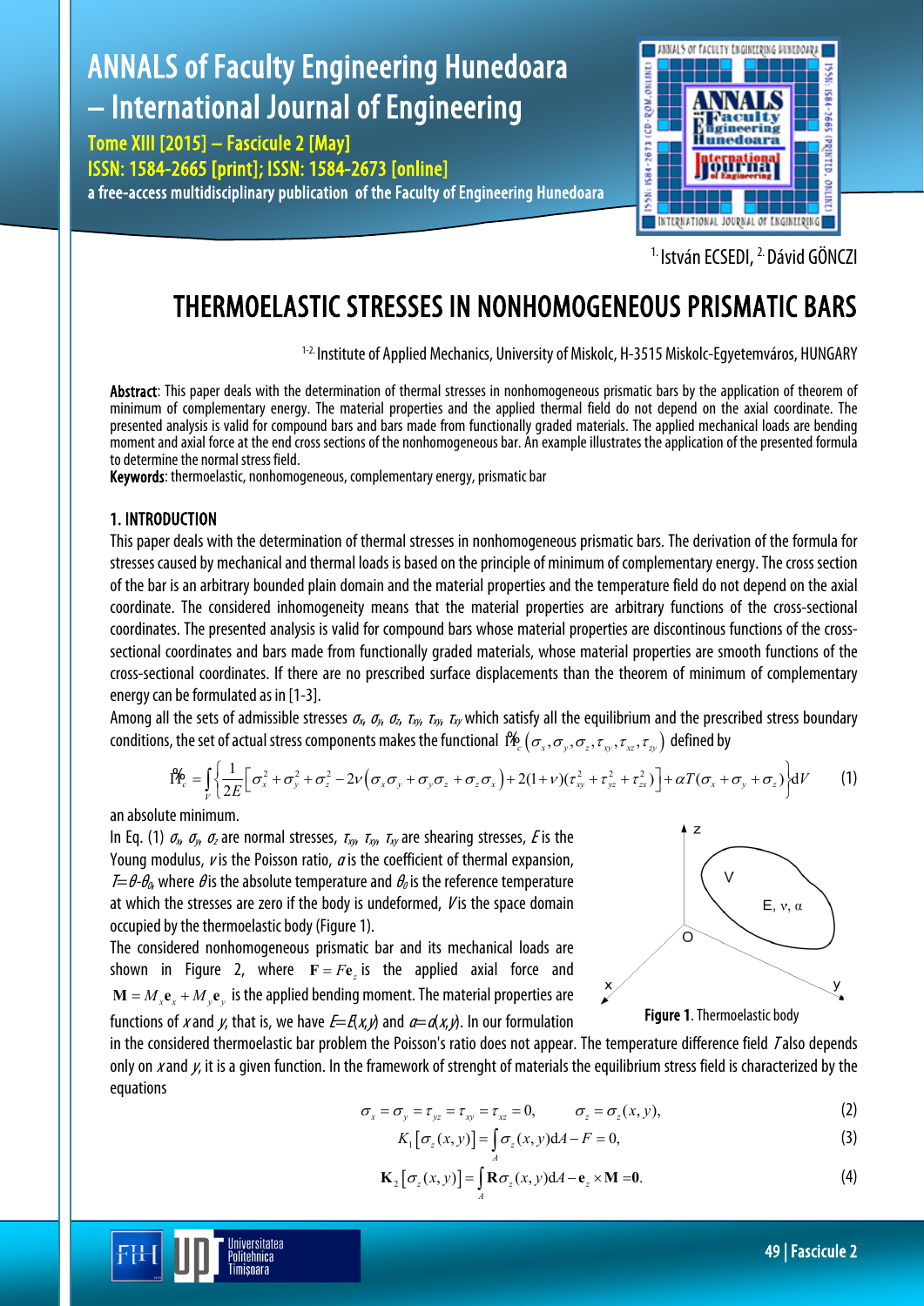[1] István ECSEDI, [2] Dávid GÖNCZI

# THERMOELASTIC STRESSES IN NONHOMOGENEOUS PRISMATIC BARS

[1-2] Institute of Applied Mechanics, University of Miskolc, H-3515 Miskolc-Egyetemváros, HUNGARY

**Abstract**: This paper deals with the determination of thermal stresses in nonhomogeneous prismatic bars by the application of theorem of minimum of complementary energy. The material properties and the applied thermal field do not depend on the axial coordinate. The presented analysis is valid for compound bars and bars made from functionally graded materials. The applied mechanical loads are bending moment and axial force at the end cross sections of the nonhomogeneous bar. An example illustrates the application of the presented formula to determine the normal stress field.

**Keywords**: thermoelastic, nonhomogeneous, complementary energy, prismatic bar

## 1. INTRODUCTION

This paper deals with the determination of thermal stresses in nonhomogeneous prismatic bars. The derivation of the formula for stresses caused by mechanical and thermal loads is based on the principle of minimum of complementary energy. The cross section of the bar is an arbitrary bounded plain domain and the material properties and the temperature field do not depend on the axial coordinate. The considered inhomogeneity means that the material properties are arbitrary functions of the cross-sectional coordinates. The presented analysis is valid for compound bars whose material properties are discontinous functions of the cross-sectional coordinates and bars made from functionally graded materials, whose material properties are smooth functions of the cross-sectional coordinates. If there are no prescribed surface displacements than the theorem of minimum of complementary energy can be formulated as in [1-3].

Among all the sets of admissible stresses $\sigma_x$, $\sigma_y$, $\sigma_z$, $\tau_{xy}$, $\tau_{xy}$, $\tau_{xy}$ which satisfy all the equilibrium and the prescribed stress boundary conditions, the set of actual stress components makes the functional $\tilde{\Pi}_c\left(\sigma_x,\sigma_y,\sigma_z,\tau_{xy},\tau_{xz},\tau_{zy}\right)$ defined by

$$\tilde{\Pi}_c = \int_V \left\{ \frac{1}{2E}\left[\sigma_x^2+\sigma_y^2+\sigma_z^2-2\nu\left(\sigma_x\sigma_y+\sigma_y\sigma_z+\sigma_z\sigma_x\right)+2(1+\nu)(\tau_{xy}^2+\tau_{yz}^2+\tau_{zx}^2)\right]+\alpha T(\sigma_x+\sigma_y+\sigma_z)\right\}\mathrm{d}V \tag{1}$$

an absolute minimum.

In Eq. (1) $\sigma_x$, $\sigma_y$, $\sigma_z$ are normal stresses, $\tau_{xy}$, $\tau_{xy}$, $\tau_{xy}$ are shearing stresses, $E$ is the Young modulus, $\nu$ is the Poisson ratio, $\alpha$ is the coefficient of thermal expansion, $T=\theta-\theta_0$, where $\theta$ is the absolute temperature and $\theta_0$ is the reference temperature at which the stresses are zero if the body is undeformed, $V$ is the space domain occupied by the thermoelastic body (Figure 1).

Figure 1. Thermoelastic body

The considered nonhomogeneous prismatic bar and its mechanical loads are shown in Figure 2, where $\mathbf{F}=F\mathbf{e}_z$ is the applied axial force and $\mathbf{M}=M_x\mathbf{e}_x+M_y\mathbf{e}_y$ is the applied bending moment. The material properties are functions of $x$ and $y$, that is, we have $E=E(x,y)$ and $\alpha=\alpha(x,y)$. In our formulation in the considered thermoelastic bar problem the Poisson's ratio does not appear. The temperature difference field $T$ also depends only on $x$ and $y$, it is a given function. In the framework of strenght of materials the equilibrium stress field is characterized by the equations

$$\sigma_x=\sigma_y=\tau_{yz}=\tau_{xy}=\tau_{xz}=0, \qquad \sigma_z=\sigma_z(x,y), \tag{2}$$

$$K_1\left[\sigma_z(x,y)\right]=\int_A \sigma_z(x,y)\mathrm{d}A-F=0, \tag{3}$$

$$\mathbf{K}_2\left[\sigma_z(x,y)\right]=\int_A \mathbf{R}\sigma_z(x,y)\mathrm{d}A-\mathbf{e}_z\times\mathbf{M}=\mathbf{0}. \tag{4}$$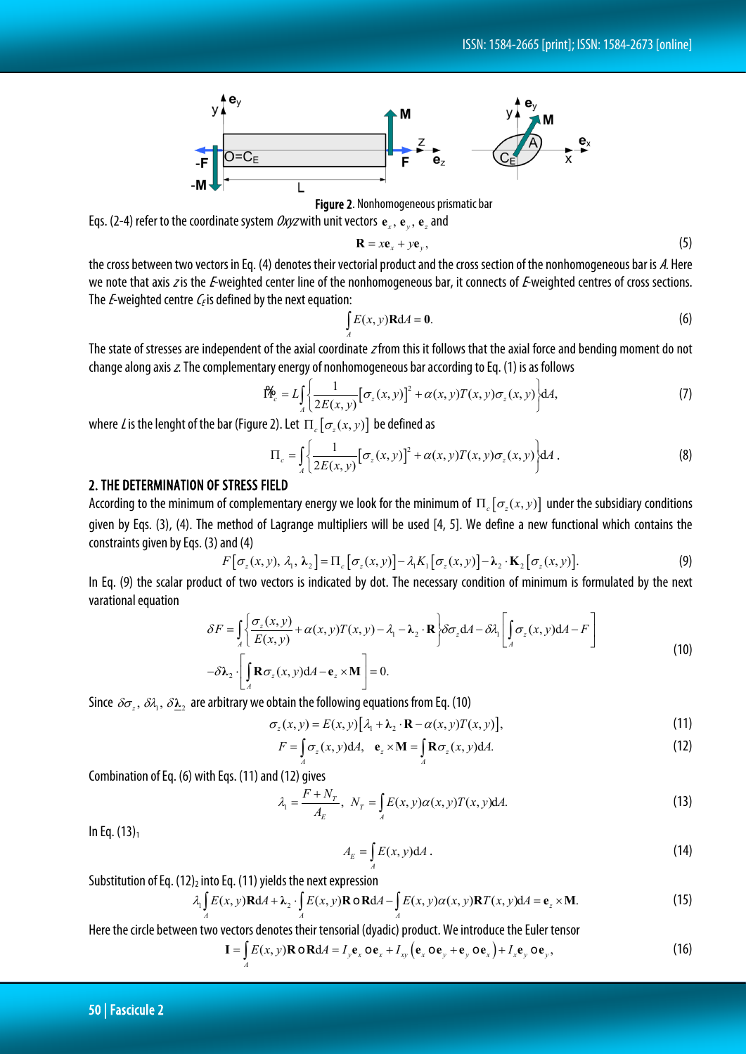Figure 2. Nonhomogeneous prismatic bar

Eqs. (2-4) refer to the coordinate system *Oxyz* with unit vectors $\mathbf{e}_x$, $\mathbf{e}_y$, $\mathbf{e}_z$ and

$$\mathbf{R} = x\mathbf{e}_x + y\mathbf{e}_y, \tag{5}$$

the cross between two vectors in Eq. (4) denotes their vectorial product and the cross section of the nonhomogeneous bar is *A*. Here we note that axis *z* is the *E*-weighted center line of the nonhomogeneous bar, it connects of *E*-weighted centres of cross sections. The *E*-weighted centre $C_E$ is defined by the next equation:

$$\int_A E(x,y)\mathbf{R}\mathrm{d}A = \mathbf{0}. \tag{6}$$

The state of stresses are independent of the axial coordinate *z* from this it follows that the axial force and bending moment do not change along axis *z*. The complementary energy of nonhomogeneous bar according to Eq. (1) is as follows

$$\tilde{\Pi}_c = L\int_A \left\{ \frac{1}{2E(x,y)}\left[\sigma_z(x,y)\right]^2 + \alpha(x,y)T(x,y)\sigma_z(x,y) \right\}\mathrm{d}A, \tag{7}$$

where *L* is the lenght of the bar (Figure 2). Let $\Pi_c\left[\sigma_z(x,y)\right]$ be defined as

$$\Pi_c = \int_A \left\{ \frac{1}{2E(x,y)}\left[\sigma_z(x,y)\right]^2 + \alpha(x,y)T(x,y)\sigma_z(x,y) \right\}\mathrm{d}A\,. \tag{8}$$

## 2. THE DETERMINATION OF STRESS FIELD

According to the minimum of complementary energy we look for the minimum of $\Pi_c\left[\sigma_z(x,y)\right]$ under the subsidiary conditions given by Eqs. (3), (4). The method of Lagrange multipliers will be used [4, 5]. We define a new functional which contains the constraints given by Eqs. (3) and (4)

$$F\left[\sigma_z(x,y),\, \lambda_1,\, \boldsymbol{\lambda}_2\right] = \Pi_c\left[\sigma_z(x,y)\right] - \lambda_1 K_1\left[\sigma_z(x,y)\right] - \boldsymbol{\lambda}_2\cdot\mathbf{K}_2\left[\sigma_z(x,y)\right]. \tag{9}$$

In Eq. (9) the scalar product of two vectors is indicated by dot. The necessary condition of minimum is formulated by the next varational equation

$$\delta F = \int_A \left\{ \frac{\sigma_z(x,y)}{E(x,y)} + \alpha(x,y)T(x,y) - \lambda_1 - \boldsymbol{\lambda}_2\cdot\mathbf{R} \right\}\delta\sigma_z\mathrm{d}A - \delta\lambda_1\left[\int_A \sigma_z(x,y)\mathrm{d}A - F\right]$$
$$-\delta\boldsymbol{\lambda}_2\cdot\left[\int_A \mathbf{R}\sigma_z(x,y)\mathrm{d}A - \mathbf{e}_z\times\mathbf{M}\right] = 0. \tag{10}$$

Since $\delta\sigma_z$, $\delta\lambda_1$, $\delta\underline{\boldsymbol{\lambda}}_2$ are arbitrary we obtain the following equations from Eq. (10)

$$\sigma_z(x,y) = E(x,y)\left[\lambda_1 + \boldsymbol{\lambda}_2\cdot\mathbf{R} - \alpha(x,y)T(x,y)\right], \tag{11}$$

$$F = \int_A \sigma_z(x,y)\mathrm{d}A, \quad \mathbf{e}_z\times\mathbf{M} = \int_A \mathbf{R}\sigma_z(x,y)\mathrm{d}A. \tag{12}$$

Combination of Eq. (6) with Eqs. (11) and (12) gives

$$\lambda_1 = \frac{F+N_T}{A_E}, \quad N_T = \int_A E(x,y)\alpha(x,y)T(x,y)\mathrm{d}A. \tag{13}$$

In Eq. $(13)_1$

$$A_E = \int_A E(x,y)\mathrm{d}A\,. \tag{14}$$

Substitution of Eq. $(12)_2$ into Eq. (11) yields the next expression

$$\lambda_1\int_A E(x,y)\mathbf{R}\mathrm{d}A + \boldsymbol{\lambda}_2\cdot\int_A E(x,y)\mathbf{R}\circ\mathbf{R}\mathrm{d}A - \int_A E(x,y)\alpha(x,y)\mathbf{R}T(x,y)\mathrm{d}A = \mathbf{e}_z\times\mathbf{M}. \tag{15}$$

Here the circle between two vectors denotes their tensorial (dyadic) product. We introduce the Euler tensor

$$\mathbf{I} = \int_A E(x,y)\mathbf{R}\circ\mathbf{R}\mathrm{d}A = I_y\mathbf{e}_x\circ\mathbf{e}_x + I_{xy}\left(\mathbf{e}_x\circ\mathbf{e}_y + \mathbf{e}_y\circ\mathbf{e}_x\right) + I_x\mathbf{e}_y\circ\mathbf{e}_y, \tag{16}$$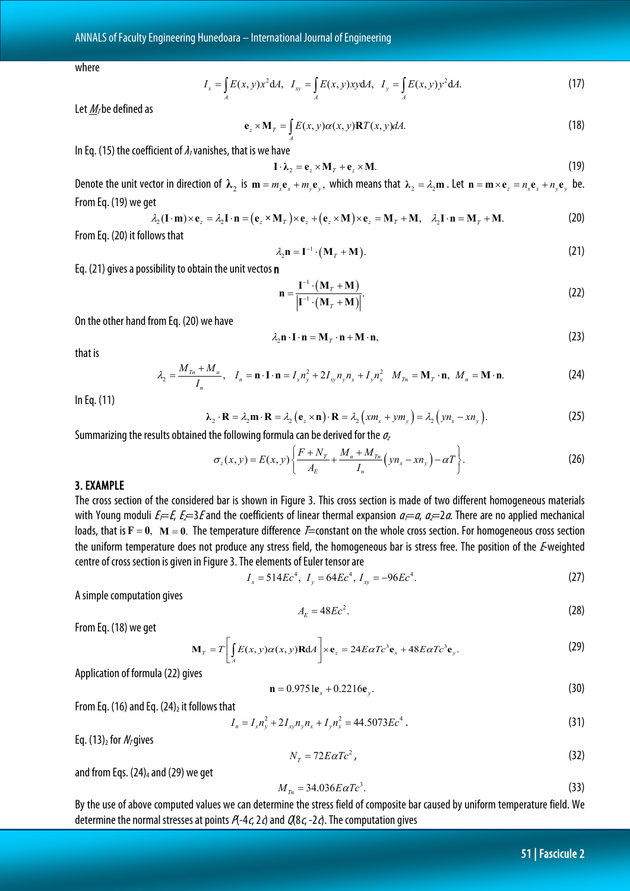where

$$I_x = \int_A E(x,y)x^2 \mathrm{d}A, \quad I_{xy} = \int_A E(x,y)xy\mathrm{d}A, \quad I_y = \int_A E(x,y)y^2 \mathrm{d}A. \tag{17}$$

Let $\underline{M}_T$ be defined as

$$\mathbf{e}_z \times \mathbf{M}_T = \int_A E(x,y)\alpha(x,y)\mathbf{R}T(x,y)dA. \tag{18}$$

In Eq. (15) the coefficient of $\lambda_1$ vanishes, that is we have

$$\mathbf{I} \cdot \boldsymbol{\lambda}_2 = \mathbf{e}_z \times \mathbf{M}_T + \mathbf{e}_z \times \mathbf{M}. \tag{19}$$

Denote the unit vector in direction of $\boldsymbol{\lambda}_2$ is $\mathbf{m} = m_x\mathbf{e}_x + m_y\mathbf{e}_y$, which means that $\boldsymbol{\lambda}_2 = \lambda_2\mathbf{m}$. Let $\mathbf{n} = \mathbf{m} \times \mathbf{e}_z = n_x\mathbf{e}_x + n_y\mathbf{e}_y$ be. From Eq. (19) we get

$$\lambda_2(\mathbf{I}\cdot\mathbf{m})\times\mathbf{e}_z = \lambda_2\mathbf{I}\cdot\mathbf{n} = \left(\mathbf{e}_z \times \mathbf{M}_T\right)\times\mathbf{e}_z + \left(\mathbf{e}_z \times \mathbf{M}\right)\times\mathbf{e}_z = \mathbf{M}_T + \mathbf{M}, \quad \lambda_2\mathbf{I}\cdot\mathbf{n} = \mathbf{M}_T + \mathbf{M}. \tag{20}$$

From Eq. (20) it follows that

$$\lambda_2\mathbf{n} = \mathbf{I}^{-1}\cdot\left(\mathbf{M}_T + \mathbf{M}\right). \tag{21}$$

Eq. (21) gives a possibility to obtain the unit vectos $\mathbf{n}$

$$\mathbf{n} = \frac{\mathbf{I}^{-1}\cdot\left(\mathbf{M}_T + \mathbf{M}\right)}{\left|\mathbf{I}^{-1}\cdot\left(\mathbf{M}_T + \mathbf{M}\right)\right|}. \tag{22}$$

On the other hand from Eq. (20) we have

$$\lambda_2\mathbf{n}\cdot\mathbf{I}\cdot\mathbf{n} = \mathbf{M}_T\cdot\mathbf{n} + \mathbf{M}\cdot\mathbf{n}, \tag{23}$$

that is

$$\lambda_2 = \frac{M_{Tn} + M_n}{I_n}, \quad I_n = \mathbf{n}\cdot\mathbf{I}\cdot\mathbf{n} = I_x n_y^2 + 2I_{xy}n_y n_x + I_y n_x^2 \quad M_{Tn} = \mathbf{M}_T\cdot\mathbf{n}, \; M_n = \mathbf{M}\cdot\mathbf{n}. \tag{24}$$

In Eq. (11)

$$\boldsymbol{\lambda}_2\cdot\mathbf{R} = \lambda_2\mathbf{m}\cdot\mathbf{R} = \lambda_2\left(\mathbf{e}_z \times \mathbf{n}\right)\cdot\mathbf{R} = \lambda_2\left(xm_x + ym_y\right) = \lambda_2\left(yn_x - xn_y\right). \tag{25}$$

Summarizing the results obtained the following formula can be derived for the $\sigma_z$

$$\sigma_z(x,y) = E(x,y)\left\{\frac{F + N_T}{A_E} + \frac{M_n + M_{Tn}}{I_n}\left(yn_x - xn_y\right) - \alpha T\right\}. \tag{26}$$

## 3. EXAMPLE

The cross section of the considered bar is shown in Figure 3. This cross section is made of two different homogeneous materials with Young moduli $E_1 = E$, $E_2 = 3E$ and the coefficients of linear thermal expansion $\alpha_1 = \alpha$, $\alpha_2 = 2\alpha$. There are no applied mechanical loads, that is $\mathbf{F} = \mathbf{0}$, $\mathbf{M} = \mathbf{0}$. The temperature difference $T$=constant on the whole cross section. For homogeneous cross section the uniform temperature does not produce any stress field, the homogeneous bar is stress free. The position of the $E$-weighted centre of cross section is given in Figure 3. The elements of Euler tensor are

$$I_x = 514Ec^4, \; I_y = 64Ec^4, \; I_{xy} = -96Ec^4. \tag{27}$$

A simple computation gives

$$A_E = 48Ec^2. \tag{28}$$

From Eq. (18) we get

$$\mathbf{M}_T = T\left[\int_A E(x,y)\alpha(x,y)\mathbf{R}\mathrm{d}A\right]\times\mathbf{e}_z = 24E\alpha Tc^3\mathbf{e}_x + 48E\alpha Tc^3\mathbf{e}_y. \tag{29}$$

Application of formula (22) gives

$$\mathbf{n} = 0.9751\mathbf{e}_x + 0.2216\mathbf{e}_y. \tag{30}$$

From Eq. (16) and Eq. $(24)_2$ it follows that

$$I_n = I_x n_y^2 + 2I_{xy}n_y n_x + I_y n_x^2 = 44.5073Ec^4. \tag{31}$$

Eq. $(13)_2$ for $N_T$ gives

$$N_T = 72E\alpha Tc^2, \tag{32}$$

and from Eqs. $(24)_4$ and (29) we get

$$M_{Tn} = 34.036E\alpha Tc^3. \tag{33}$$

By the use of above computed values we can determine the stress field of composite bar caused by uniform temperature field. We determine the normal stresses at points $P(-4c, 2c)$ and $Q(8c, -2c)$. The computation gives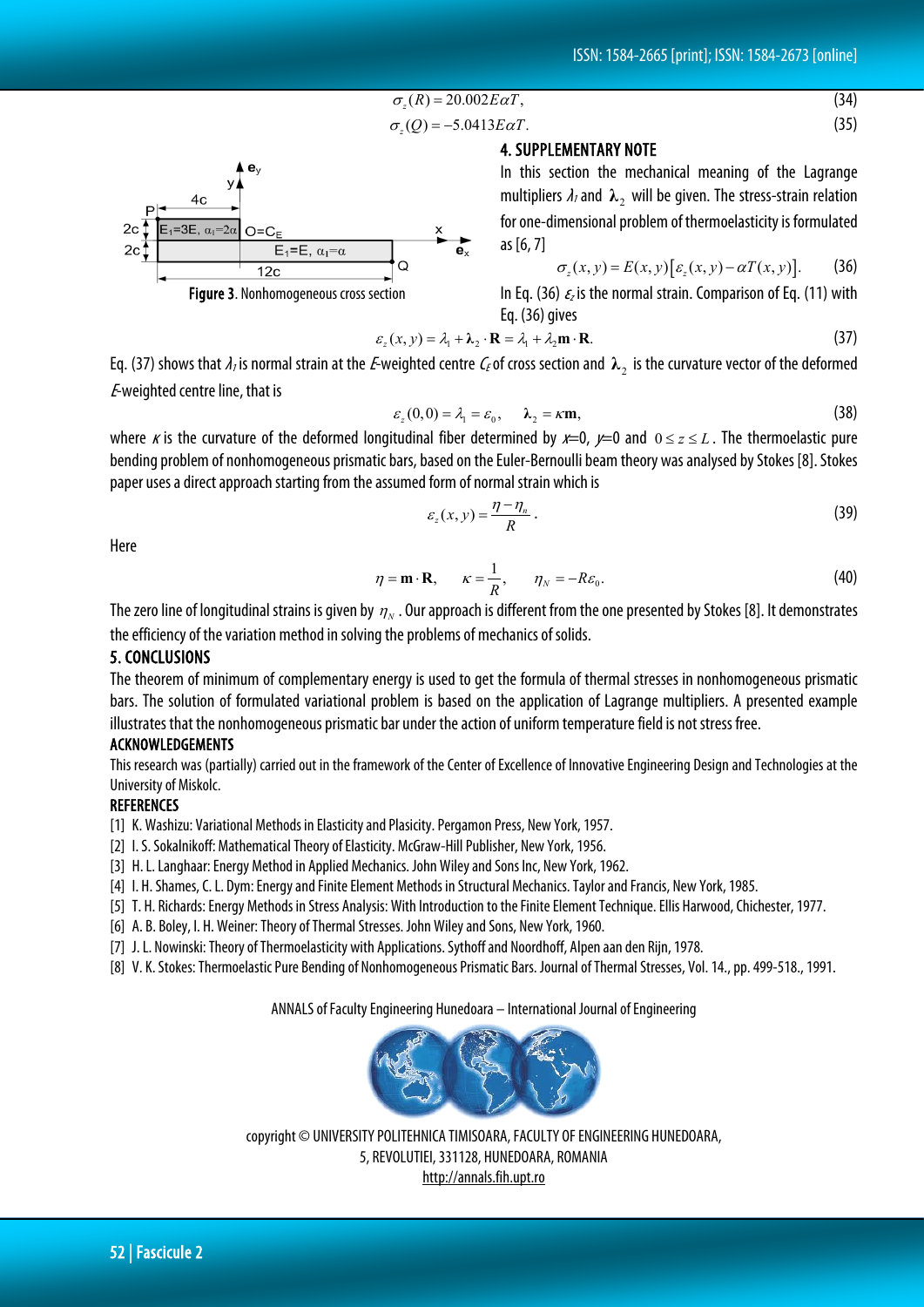$$\sigma_z(R) = 20.002 E\alpha T, \tag{34}$$

$$\sigma_z(Q) = -5.0413 E\alpha T. \tag{35}$$

$e_y$
$y$
4c
P
2c
2c
$E_1$=3E, $\alpha_1$=2$\alpha$
O=$C_E$
$E_1$=E, $\alpha_1$=$\alpha$
x
$e_x$
Q
12c

**Figure 3**. Nonhomogeneous cross section

## 4. SUPPLEMENTARY NOTE

In this section the mechanical meaning of the Lagrange multipliers $\lambda_1$ and $\boldsymbol{\lambda}_2$ will be given. The stress-strain relation for one-dimensional problem of thermoelasticity is formulated as [6, 7]

$$\sigma_z(x,y) = E(x,y)\left[\varepsilon_z(x,y) - \alpha T(x,y)\right]. \tag{36}$$

In Eq. (36) $\varepsilon_z$ is the normal strain. Comparison of Eq. (11) with Eq. (36) gives

$$\varepsilon_z(x,y) = \lambda_1 + \boldsymbol{\lambda}_2 \cdot \mathbf{R} = \lambda_1 + \lambda_2 \mathbf{m} \cdot \mathbf{R}. \tag{37}$$

Eq. (37) shows that $\lambda_1$ is normal strain at the $E$-weighted centre $C_E$ of cross section and $\boldsymbol{\lambda}_2$ is the curvature vector of the deformed $E$-weighted centre line, that is

$$\varepsilon_z(0,0) = \lambda_1 = \varepsilon_0, \qquad \boldsymbol{\lambda}_2 = \kappa \mathbf{m}, \tag{38}$$

where $\kappa$ is the curvature of the deformed longitudinal fiber determined by $x$=0, $y$=0 and $0 \le z \le L$. The thermoelastic pure bending problem of nonhomogeneous prismatic bars, based on the Euler-Bernoulli beam theory was analysed by Stokes [8]. Stokes paper uses a direct approach starting from the assumed form of normal strain which is

$$\varepsilon_z(x,y) = \frac{\eta - \eta_n}{R}. \tag{39}$$

Here

$$\eta = \mathbf{m} \cdot \mathbf{R}, \qquad \kappa = \frac{1}{R}, \qquad \eta_N = -R\varepsilon_0. \tag{40}$$

The zero line of longitudinal strains is given by $\eta_N$. Our approach is different from the one presented by Stokes [8]. It demonstrates the efficiency of the variation method in solving the problems of mechanics of solids.

## 5. CONCLUSIONS

The theorem of minimum of complementary energy is used to get the formula of thermal stresses in nonhomogeneous prismatic bars. The solution of formulated variational problem is based on the application of Lagrange multipliers. A presented example illustrates that the nonhomogeneous prismatic bar under the action of uniform temperature field is not stress free.

## ACKNOWLEDGEMENTS

This research was (partially) carried out in the framework of the Center of Excellence of Innovative Engineering Design and Technologies at the University of Miskolc.

## REFERENCES

[1] K. Washizu: Variational Methods in Elasticity and Plasicity. Pergamon Press, New York, 1957.
[2] I. S. Sokalnikoff: Mathematical Theory of Elasticity. McGraw-Hill Publisher, New York, 1956.
[3] H. L. Langhaar: Energy Method in Applied Mechanics. John Wiley and Sons Inc, New York, 1962.
[4] I. H. Shames, C. L. Dym: Energy and Finite Element Methods in Structural Mechanics. Taylor and Francis, New York, 1985.
[5] T. H. Richards: Energy Methods in Stress Analysis: With Introduction to the Finite Element Technique. Ellis Harwood, Chichester, 1977.
[6] A. B. Boley, I. H. Weiner: Theory of Thermal Stresses. John Wiley and Sons, New York, 1960.
[7] J. L. Nowinski: Theory of Thermoelasticity with Applications. Sythoff and Noordhoff, Alpen aan den Rijn, 1978.
[8] V. K. Stokes: Thermoelastic Pure Bending of Nonhomogeneous Prismatic Bars. Journal of Thermal Stresses, Vol. 14., pp. 499-518., 1991.

ANNALS of Faculty Engineering Hunedoara – International Journal of Engineering

copyright © UNIVERSITY POLITEHNICA TIMISOARA, FACULTY OF ENGINEERING HUNEDOARA,
5, REVOLUTIEI, 331128, HUNEDOARA, ROMANIA
http://annals.fih.upt.ro